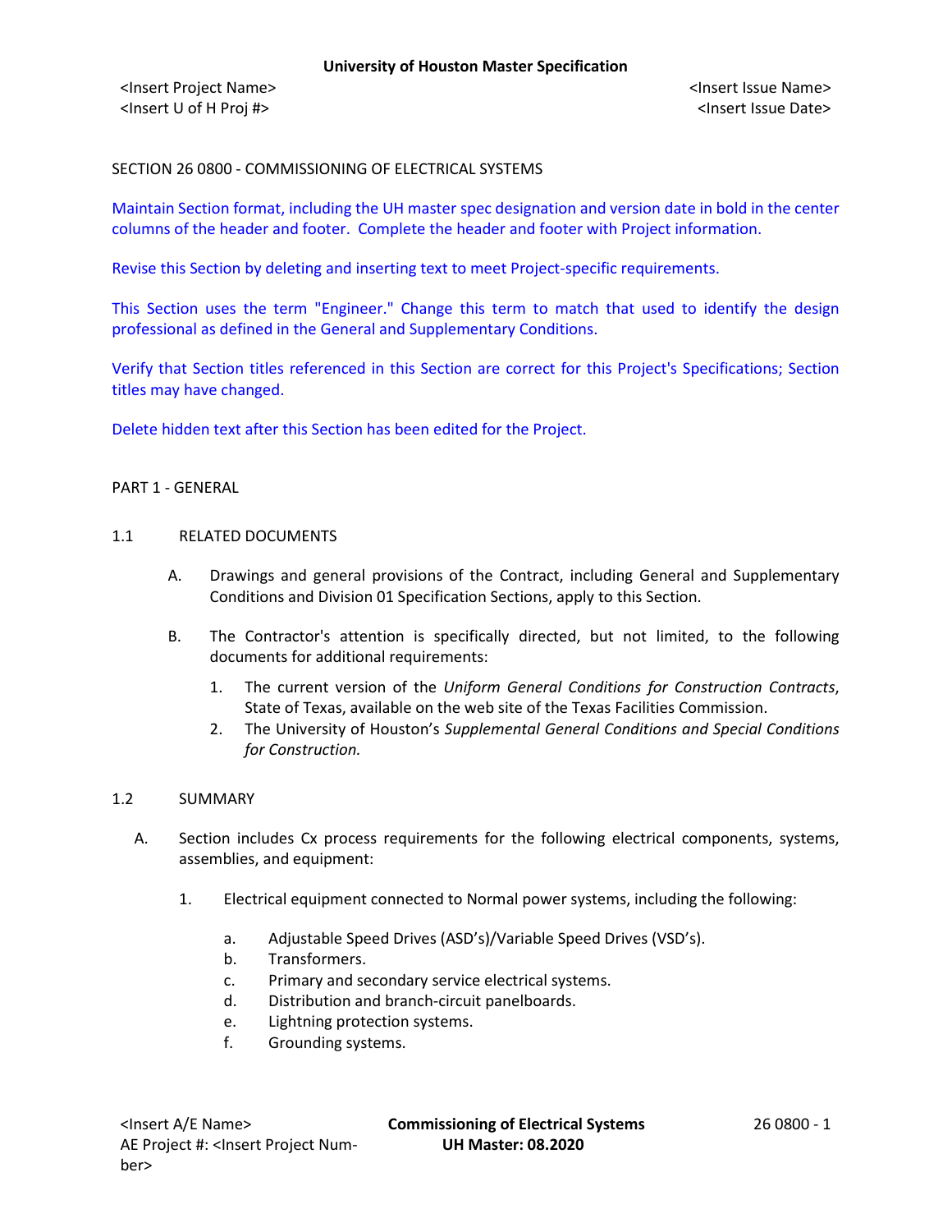SECTION 26 0800 - COMMISSIONING OF ELECTRICAL SYSTEMS

Maintain Section format, including the UH master spec designation and version date in bold in the center columns of the header and footer. Complete the header and footer with Project information.

Revise this Section by deleting and inserting text to meet Project-specific requirements.

This Section uses the term "Engineer." Change this term to match that used to identify the design professional as defined in the General and Supplementary Conditions.

Verify that Section titles referenced in this Section are correct for this Project's Specifications; Section titles may have changed.

Delete hidden text after this Section has been edited for the Project.

## PART 1 - GENERAL

### 1.1 RELATED DOCUMENTS

A. Drawings and general provisions of the Contract, including General and Supplementary Conditions and Division 01 Specification Sections, apply to this Section.

B. The Contractor's attention is specifically directed, but not limited, to the following documents for additional requirements:

1. The current version of the *Uniform General Conditions for Construction Contracts*, State of Texas, available on the web site of the Texas Facilities Commission.
2. The University of Houston's *Supplemental General Conditions and Special Conditions for Construction.*

### 1.2 SUMMARY

A. Section includes Cx process requirements for the following electrical components, systems, assemblies, and equipment:

1. Electrical equipment connected to Normal power systems, including the following:

   a. Adjustable Speed Drives (ASD's)/Variable Speed Drives (VSD's).
   b. Transformers.
   c. Primary and secondary service electrical systems.
   d. Distribution and branch-circuit panelboards.
   e. Lightning protection systems.
   f. Grounding systems.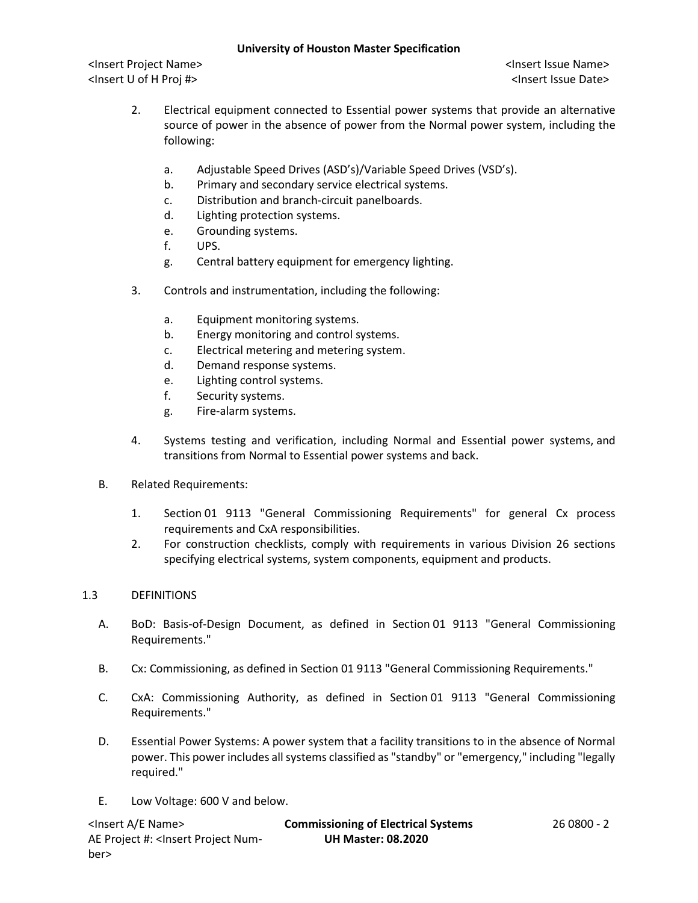2. Electrical equipment connected to Essential power systems that provide an alternative source of power in the absence of power from the Normal power system, including the following:

   a. Adjustable Speed Drives (ASD's)/Variable Speed Drives (VSD's).
   b. Primary and secondary service electrical systems.
   c. Distribution and branch-circuit panelboards.
   d. Lighting protection systems.
   e. Grounding systems.
   f. UPS.
   g. Central battery equipment for emergency lighting.

3. Controls and instrumentation, including the following:

   a. Equipment monitoring systems.
   b. Energy monitoring and control systems.
   c. Electrical metering and metering system.
   d. Demand response systems.
   e. Lighting control systems.
   f. Security systems.
   g. Fire-alarm systems.

4. Systems testing and verification, including Normal and Essential power systems, and transitions from Normal to Essential power systems and back.

B. Related Requirements:

1. Section 01 9113 "General Commissioning Requirements" for general Cx process requirements and CxA responsibilities.
2. For construction checklists, comply with requirements in various Division 26 sections specifying electrical systems, system components, equipment and products.

## 1.3 DEFINITIONS

A. BoD: Basis-of-Design Document, as defined in Section 01 9113 "General Commissioning Requirements."

B. Cx: Commissioning, as defined in Section 01 9113 "General Commissioning Requirements."

C. CxA: Commissioning Authority, as defined in Section 01 9113 "General Commissioning Requirements."

D. Essential Power Systems: A power system that a facility transitions to in the absence of Normal power. This power includes all systems classified as "standby" or "emergency," including "legally required."

E. Low Voltage: 600 V and below.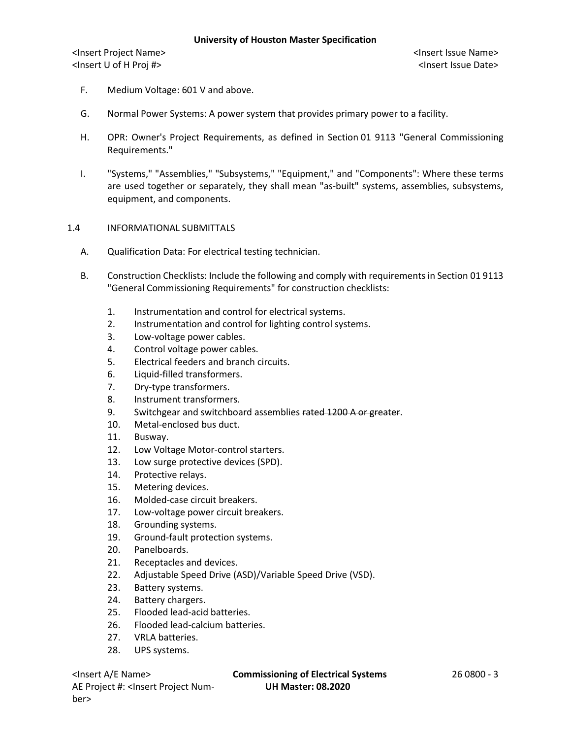F. Medium Voltage: 601 V and above.

G. Normal Power Systems: A power system that provides primary power to a facility.

H. OPR: Owner's Project Requirements, as defined in Section 01 9113 "General Commissioning Requirements."

I. "Systems," "Assemblies," "Subsystems," "Equipment," and "Components": Where these terms are used together or separately, they shall mean "as-built" systems, assemblies, subsystems, equipment, and components.

## 1.4 INFORMATIONAL SUBMITTALS

A. Qualification Data: For electrical testing technician.

B. Construction Checklists: Include the following and comply with requirements in Section 01 9113 "General Commissioning Requirements" for construction checklists:

1. Instrumentation and control for electrical systems.
2. Instrumentation and control for lighting control systems.
3. Low-voltage power cables.
4. Control voltage power cables.
5. Electrical feeders and branch circuits.
6. Liquid-filled transformers.
7. Dry-type transformers.
8. Instrument transformers.
9. Switchgear and switchboard assemblies ~~rated 1200 A or greater~~.
10. Metal-enclosed bus duct.
11. Busway.
12. Low Voltage Motor-control starters.
13. Low surge protective devices (SPD).
14. Protective relays.
15. Metering devices.
16. Molded-case circuit breakers.
17. Low-voltage power circuit breakers.
18. Grounding systems.
19. Ground-fault protection systems.
20. Panelboards.
21. Receptacles and devices.
22. Adjustable Speed Drive (ASD)/Variable Speed Drive (VSD).
23. Battery systems.
24. Battery chargers.
25. Flooded lead-acid batteries.
26. Flooded lead-calcium batteries.
27. VRLA batteries.
28. UPS systems.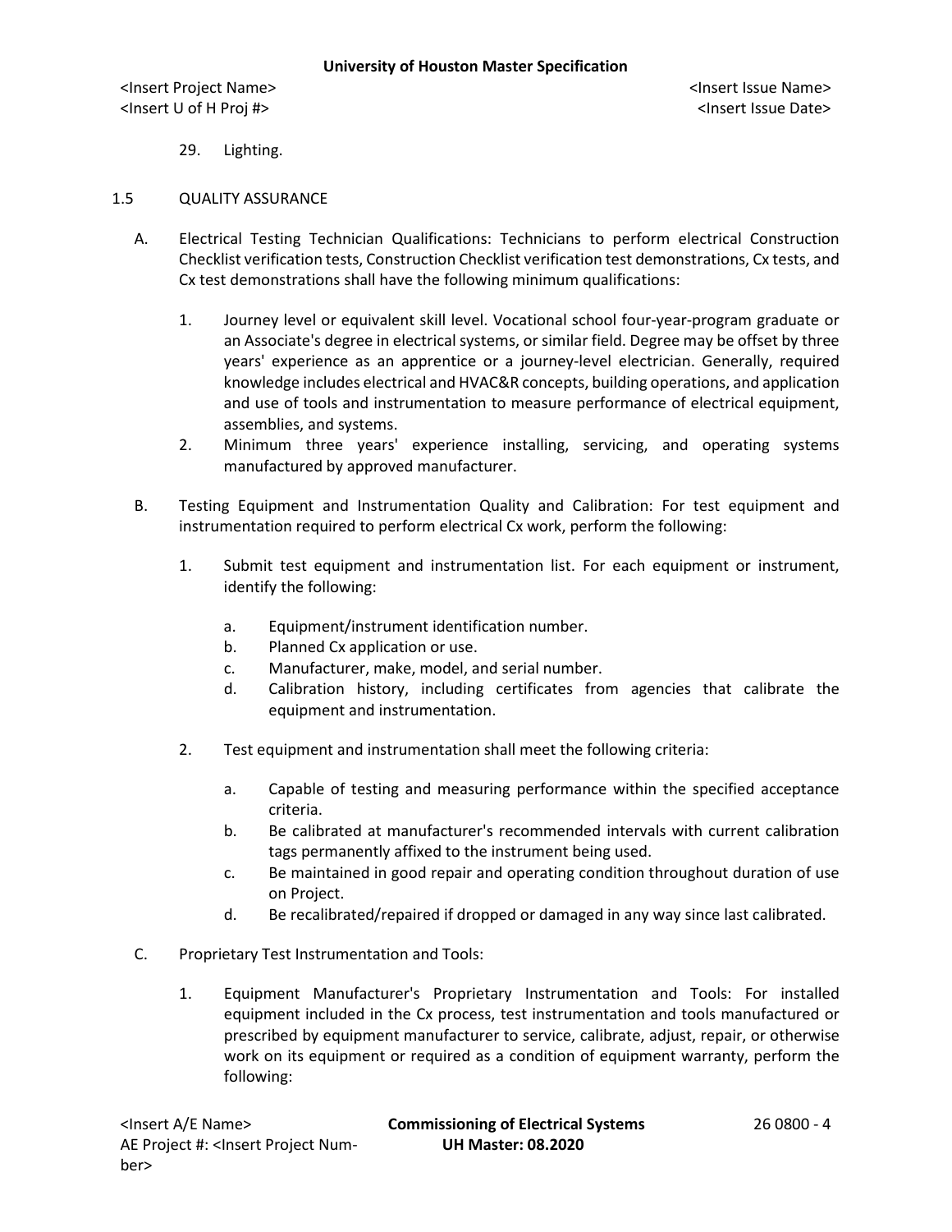29. Lighting.

1.5 QUALITY ASSURANCE

A. Electrical Testing Technician Qualifications: Technicians to perform electrical Construction Checklist verification tests, Construction Checklist verification test demonstrations, Cx tests, and Cx test demonstrations shall have the following minimum qualifications:

   1. Journey level or equivalent skill level. Vocational school four-year-program graduate or an Associate's degree in electrical systems, or similar field. Degree may be offset by three years' experience as an apprentice or a journey-level electrician. Generally, required knowledge includes electrical and HVAC&R concepts, building operations, and application and use of tools and instrumentation to measure performance of electrical equipment, assemblies, and systems.
   2. Minimum three years' experience installing, servicing, and operating systems manufactured by approved manufacturer.

B. Testing Equipment and Instrumentation Quality and Calibration: For test equipment and instrumentation required to perform electrical Cx work, perform the following:

   1. Submit test equipment and instrumentation list. For each equipment or instrument, identify the following:

      a. Equipment/instrument identification number.
      b. Planned Cx application or use.
      c. Manufacturer, make, model, and serial number.
      d. Calibration history, including certificates from agencies that calibrate the equipment and instrumentation.

   2. Test equipment and instrumentation shall meet the following criteria:

      a. Capable of testing and measuring performance within the specified acceptance criteria.
      b. Be calibrated at manufacturer's recommended intervals with current calibration tags permanently affixed to the instrument being used.
      c. Be maintained in good repair and operating condition throughout duration of use on Project.
      d. Be recalibrated/repaired if dropped or damaged in any way since last calibrated.

C. Proprietary Test Instrumentation and Tools:

   1. Equipment Manufacturer's Proprietary Instrumentation and Tools: For installed equipment included in the Cx process, test instrumentation and tools manufactured or prescribed by equipment manufacturer to service, calibrate, adjust, repair, or otherwise work on its equipment or required as a condition of equipment warranty, perform the following: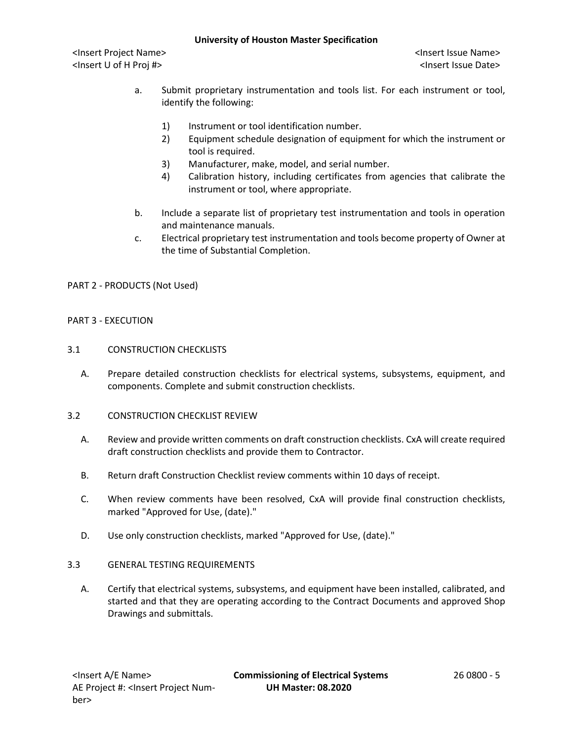a. Submit proprietary instrumentation and tools list. For each instrument or tool, identify the following:

   1) Instrument or tool identification number.
   2) Equipment schedule designation of equipment for which the instrument or tool is required.
   3) Manufacturer, make, model, and serial number.
   4) Calibration history, including certificates from agencies that calibrate the instrument or tool, where appropriate.

b. Include a separate list of proprietary test instrumentation and tools in operation and maintenance manuals.

c. Electrical proprietary test instrumentation and tools become property of Owner at the time of Substantial Completion.

## PART 2 - PRODUCTS (Not Used)

## PART 3 - EXECUTION

### 3.1 CONSTRUCTION CHECKLISTS

A. Prepare detailed construction checklists for electrical systems, subsystems, equipment, and components. Complete and submit construction checklists.

### 3.2 CONSTRUCTION CHECKLIST REVIEW

A. Review and provide written comments on draft construction checklists. CxA will create required draft construction checklists and provide them to Contractor.

B. Return draft Construction Checklist review comments within 10 days of receipt.

C. When review comments have been resolved, CxA will provide final construction checklists, marked "Approved for Use, (date)."

D. Use only construction checklists, marked "Approved for Use, (date)."

### 3.3 GENERAL TESTING REQUIREMENTS

A. Certify that electrical systems, subsystems, and equipment have been installed, calibrated, and started and that they are operating according to the Contract Documents and approved Shop Drawings and submittals.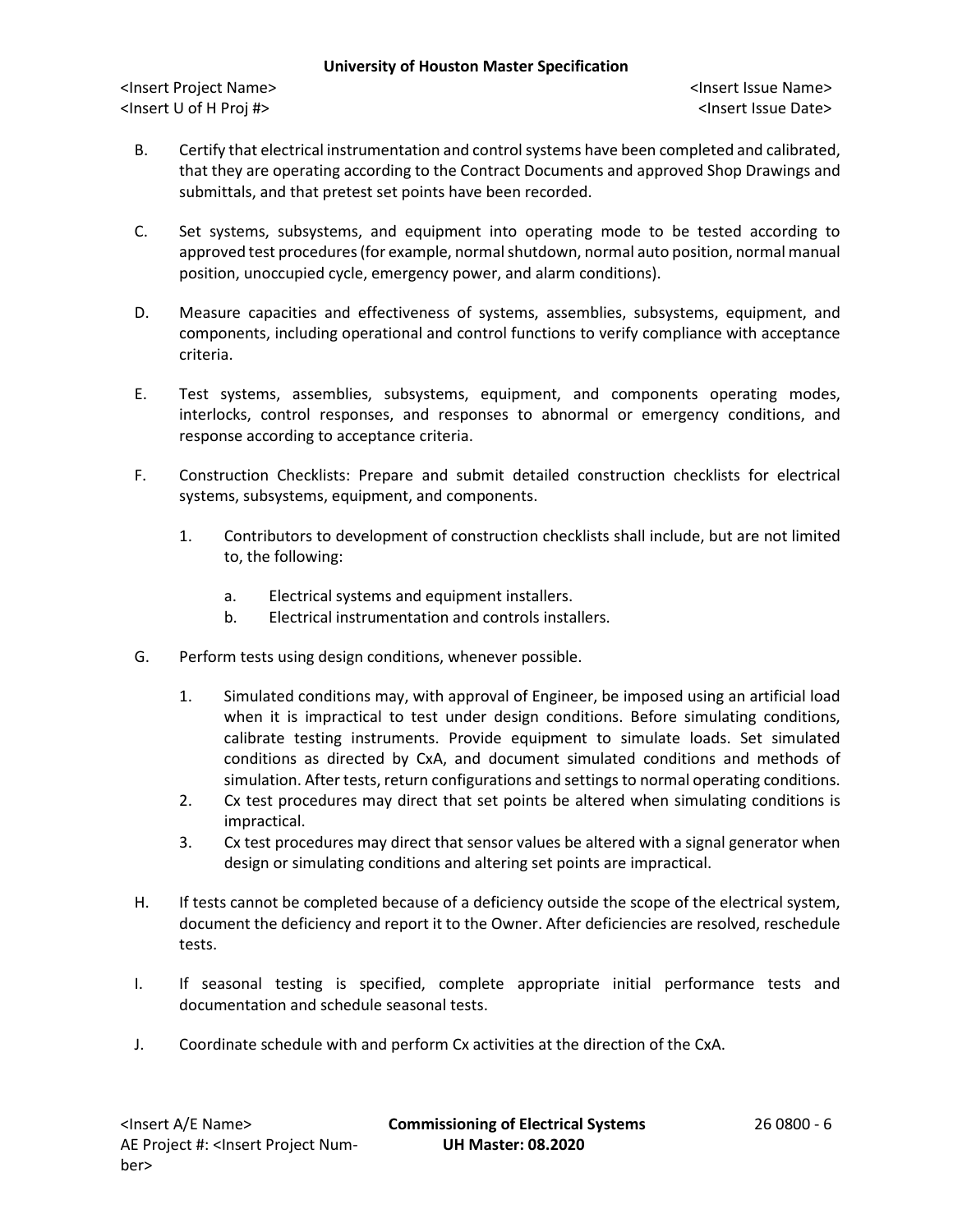B. Certify that electrical instrumentation and control systems have been completed and calibrated, that they are operating according to the Contract Documents and approved Shop Drawings and submittals, and that pretest set points have been recorded.

C. Set systems, subsystems, and equipment into operating mode to be tested according to approved test procedures (for example, normal shutdown, normal auto position, normal manual position, unoccupied cycle, emergency power, and alarm conditions).

D. Measure capacities and effectiveness of systems, assemblies, subsystems, equipment, and components, including operational and control functions to verify compliance with acceptance criteria.

E. Test systems, assemblies, subsystems, equipment, and components operating modes, interlocks, control responses, and responses to abnormal or emergency conditions, and response according to acceptance criteria.

F. Construction Checklists: Prepare and submit detailed construction checklists for electrical systems, subsystems, equipment, and components.

   1. Contributors to development of construction checklists shall include, but are not limited to, the following:

      a. Electrical systems and equipment installers.
      b. Electrical instrumentation and controls installers.

G. Perform tests using design conditions, whenever possible.

   1. Simulated conditions may, with approval of Engineer, be imposed using an artificial load when it is impractical to test under design conditions. Before simulating conditions, calibrate testing instruments. Provide equipment to simulate loads. Set simulated conditions as directed by CxA, and document simulated conditions and methods of simulation. After tests, return configurations and settings to normal operating conditions.
   2. Cx test procedures may direct that set points be altered when simulating conditions is impractical.
   3. Cx test procedures may direct that sensor values be altered with a signal generator when design or simulating conditions and altering set points are impractical.

H. If tests cannot be completed because of a deficiency outside the scope of the electrical system, document the deficiency and report it to the Owner. After deficiencies are resolved, reschedule tests.

I. If seasonal testing is specified, complete appropriate initial performance tests and documentation and schedule seasonal tests.

J. Coordinate schedule with and perform Cx activities at the direction of the CxA.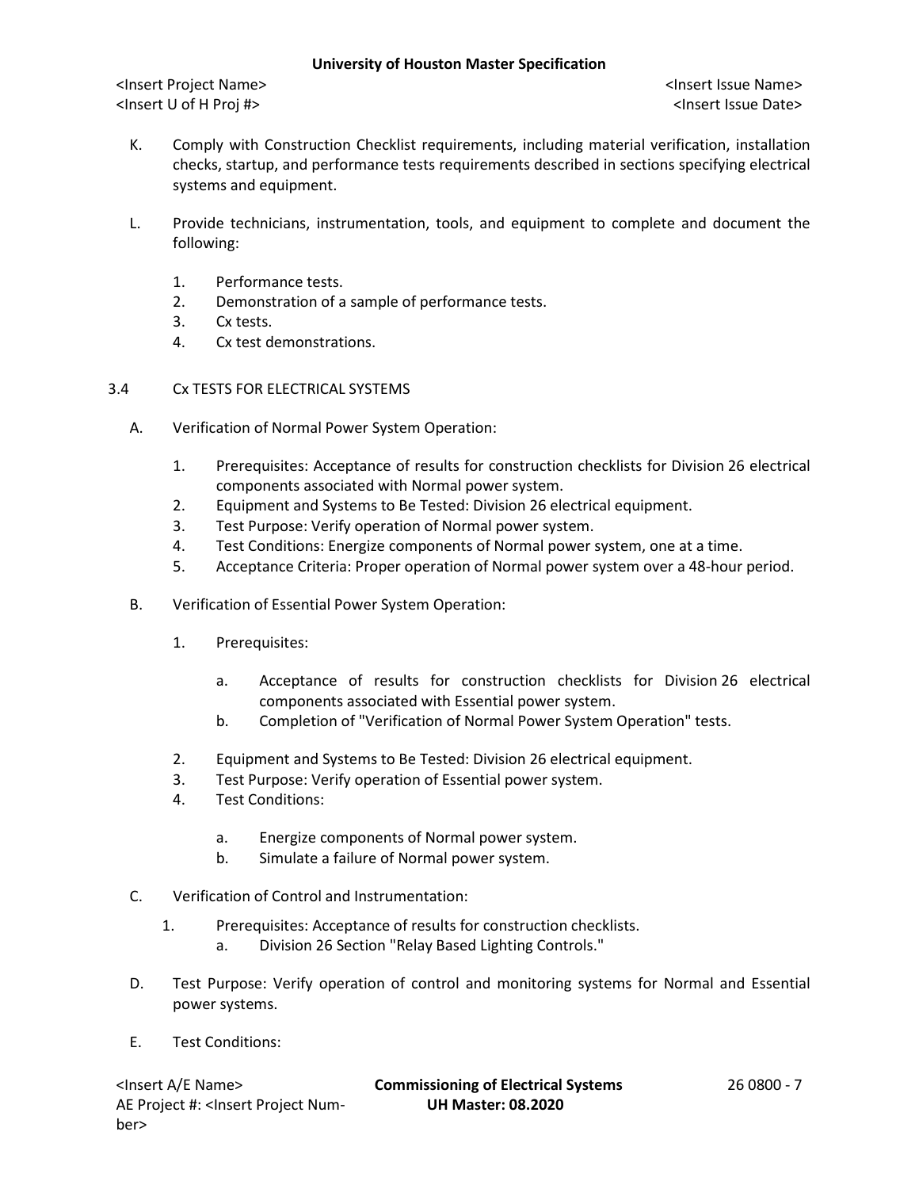K. Comply with Construction Checklist requirements, including material verification, installation checks, startup, and performance tests requirements described in sections specifying electrical systems and equipment.

L. Provide technicians, instrumentation, tools, and equipment to complete and document the following:

1. Performance tests.
2. Demonstration of a sample of performance tests.
3. Cx tests.
4. Cx test demonstrations.

## 3.4 Cx TESTS FOR ELECTRICAL SYSTEMS

A. Verification of Normal Power System Operation:

1. Prerequisites: Acceptance of results for construction checklists for Division 26 electrical components associated with Normal power system.
2. Equipment and Systems to Be Tested: Division 26 electrical equipment.
3. Test Purpose: Verify operation of Normal power system.
4. Test Conditions: Energize components of Normal power system, one at a time.
5. Acceptance Criteria: Proper operation of Normal power system over a 48-hour period.

B. Verification of Essential Power System Operation:

1. Prerequisites:

   a. Acceptance of results for construction checklists for Division 26 electrical components associated with Essential power system.
   b. Completion of "Verification of Normal Power System Operation" tests.

2. Equipment and Systems to Be Tested: Division 26 electrical equipment.
3. Test Purpose: Verify operation of Essential power system.
4. Test Conditions:

   a. Energize components of Normal power system.
   b. Simulate a failure of Normal power system.

C. Verification of Control and Instrumentation:

1. Prerequisites: Acceptance of results for construction checklists.
   a. Division 26 Section "Relay Based Lighting Controls."

D. Test Purpose: Verify operation of control and monitoring systems for Normal and Essential power systems.

E. Test Conditions: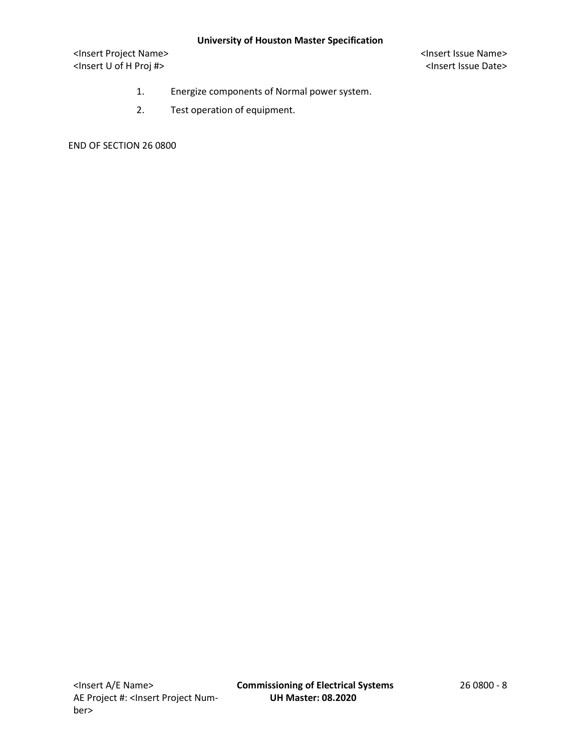1. Energize components of Normal power system.
2. Test operation of equipment.

END OF SECTION 26 0800